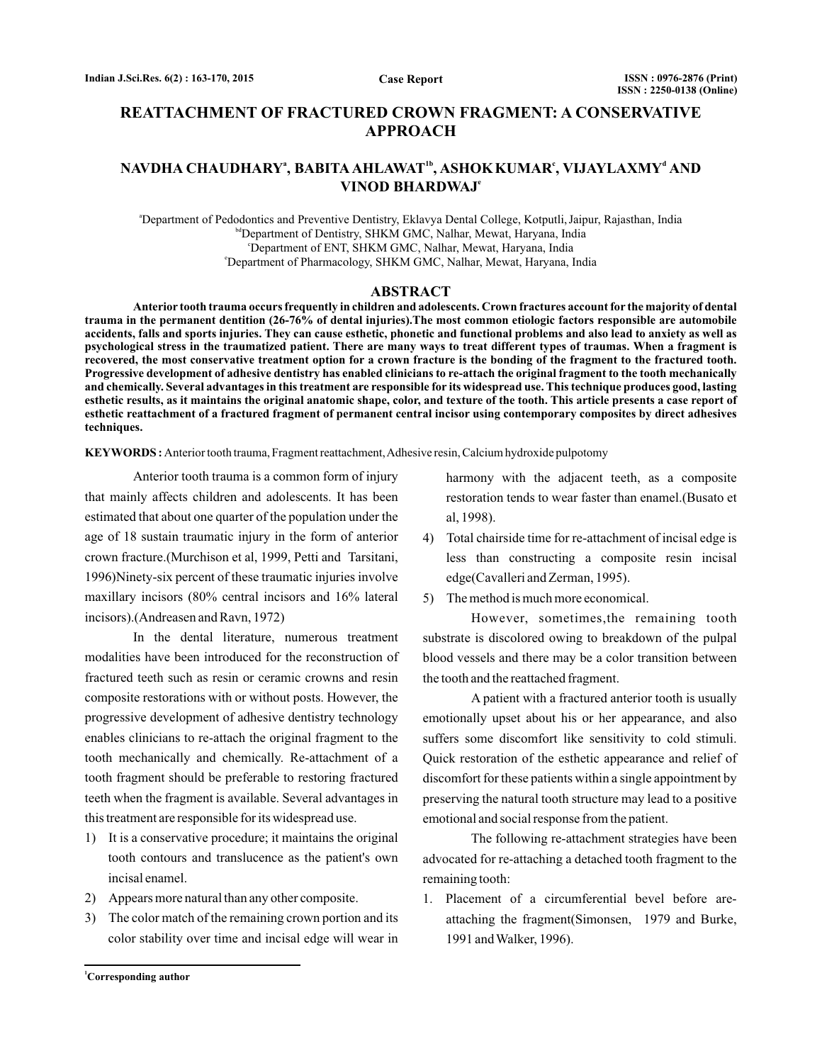Case Report

# REATTACHMENT OF FRACTURED CROWN FRAGMENT: A CONSERVATIVE APPROACH

**NAVDHA CHAUDHARY[a], BABITA AHLAWAT[1b], ASHOK KUMAR[c], VIJAYLAXMY[d] AND VINOD BHARDWAJ[e]**

[a]Department of Pedodontics and Preventive Dentistry, Eklavya Dental College, Kotputli, Jaipur, Rajasthan, India
[bd]Department of Dentistry, SHKM GMC, Nalhar, Mewat, Haryana, India
[c]Department of ENT, SHKM GMC, Nalhar, Mewat, Haryana, India
[e]Department of Pharmacology, SHKM GMC, Nalhar, Mewat, Haryana, India

## ABSTRACT

**Anterior tooth trauma occurs frequently in children and adolescents. Crown fractures account for the majority of dental trauma in the permanent dentition (26-76% of dental injuries).The most common etiologic factors responsible are automobile accidents, falls and sports injuries. They can cause esthetic, phonetic and functional problems and also lead to anxiety as well as psychological stress in the traumatized patient. There are many ways to treat different types of traumas. When a fragment is recovered, the most conservative treatment option for a crown fracture is the bonding of the fragment to the fractured tooth. Progressive development of adhesive dentistry has enabled clinicians to re-attach the original fragment to the tooth mechanically and chemically. Several advantages in this treatment are responsible for its widespread use. This technique produces good, lasting esthetic results, as it maintains the original anatomic shape, color, and texture of the tooth. This article presents a case report of esthetic reattachment of a fractured fragment of permanent central incisor using contemporary composites by direct adhesives techniques.**

**KEYWORDS :** Anterior tooth trauma, Fragment reattachment, Adhesive resin, Calcium hydroxide pulpotomy

Anterior tooth trauma is a common form of injury that mainly affects children and adolescents. It has been estimated that about one quarter of the population under the age of 18 sustain traumatic injury in the form of anterior crown fracture.(Murchison et al, 1999, Petti and Tarsitani, 1996)Ninety-six percent of these traumatic injuries involve maxillary incisors (80% central incisors and 16% lateral incisors).(Andreasen and Ravn, 1972)

In the dental literature, numerous treatment modalities have been introduced for the reconstruction of fractured teeth such as resin or ceramic crowns and resin composite restorations with or without posts. However, the progressive development of adhesive dentistry technology enables clinicians to re-attach the original fragment to the tooth mechanically and chemically. Re-attachment of a tooth fragment should be preferable to restoring fractured teeth when the fragment is available. Several advantages in this treatment are responsible for its widespread use.

1) It is a conservative procedure; it maintains the original tooth contours and translucence as the patient's own incisal enamel.
2) Appears more natural than any other composite.
3) The color match of the remaining crown portion and its color stability over time and incisal edge will wear in harmony with the adjacent teeth, as a composite restoration tends to wear faster than enamel.(Busato et al, 1998).
4) Total chairside time for re-attachment of incisal edge is less than constructing a composite resin incisal edge(Cavalleri and Zerman, 1995).
5) The method is much more economical.

However, sometimes,the remaining tooth substrate is discolored owing to breakdown of the pulpal blood vessels and there may be a color transition between the tooth and the reattached fragment.

A patient with a fractured anterior tooth is usually emotionally upset about his or her appearance, and also suffers some discomfort like sensitivity to cold stimuli. Quick restoration of the esthetic appearance and relief of discomfort for these patients within a single appointment by preserving the natural tooth structure may lead to a positive emotional and social response from the patient.

The following re-attachment strategies have been advocated for re-attaching a detached tooth fragment to the remaining tooth:

1. Placement of a circumferential bevel before are-attaching the fragment(Simonsen, 1979 and Burke, 1991 and Walker, 1996).

[1]Corresponding author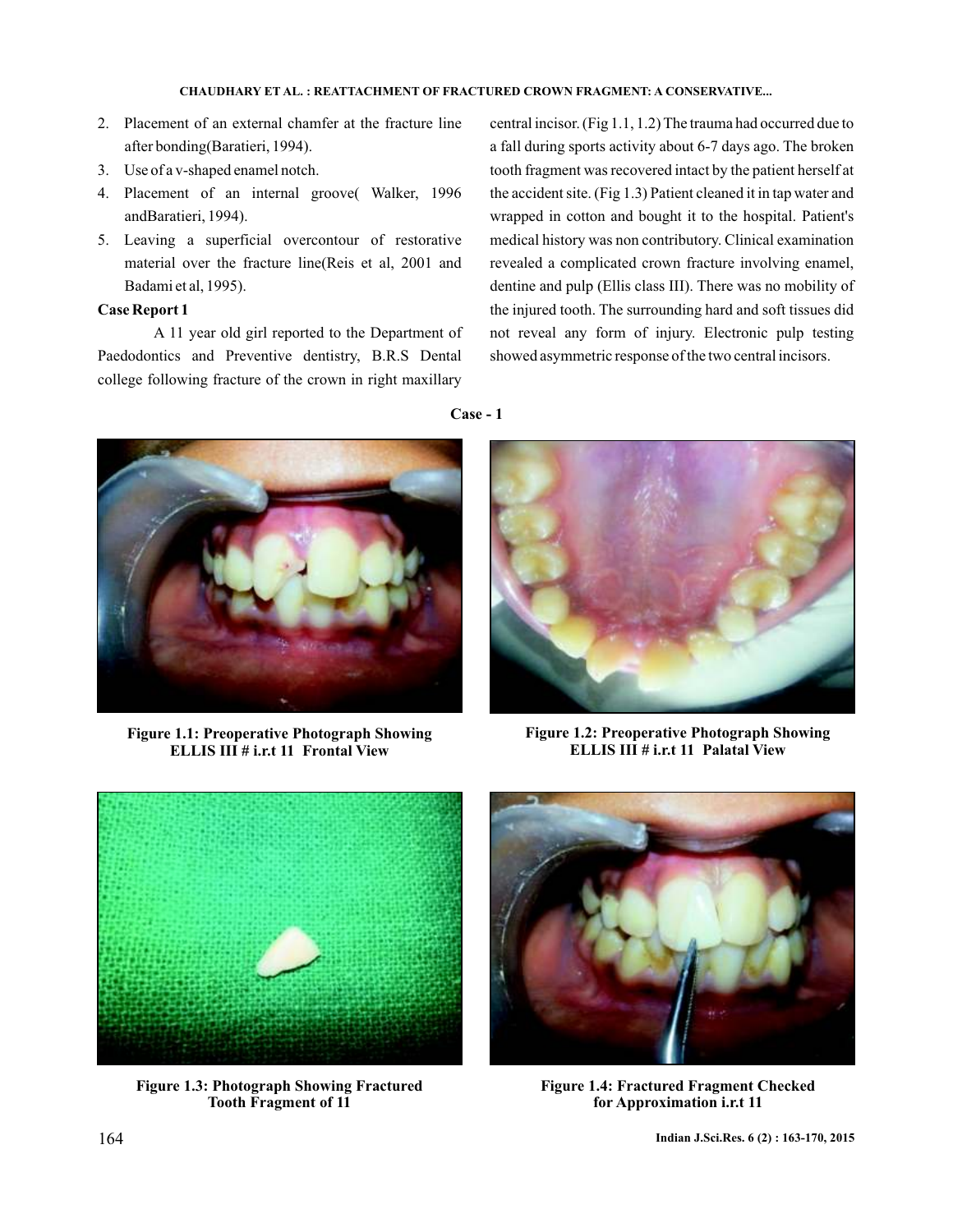2. Placement of an external chamfer at the fracture line after bonding(Baratieri, 1994).
3. Use of a v-shaped enamel notch.
4. Placement of an internal groove( Walker, 1996 andBaratieri, 1994).
5. Leaving a superficial overcontour of restorative material over the fracture line(Reis et al, 2001 and Badami et al, 1995).

**Case Report 1**

A 11 year old girl reported to the Department of Paedodontics and Preventive dentistry, B.R.S Dental college following fracture of the crown in right maxillary central incisor. (Fig 1.1, 1.2) The trauma had occurred due to a fall during sports activity about 6-7 days ago. The broken tooth fragment was recovered intact by the patient herself at the accident site. (Fig 1.3) Patient cleaned it in tap water and wrapped in cotton and bought it to the hospital. Patient's medical history was non contributory. Clinical examination revealed a complicated crown fracture involving enamel, dentine and pulp (Ellis class III). There was no mobility of the injured tooth. The surrounding hard and soft tissues did not reveal any form of injury. Electronic pulp testing showed asymmetric response of the two central incisors.

**Case - 1**

**Figure 1.1: Preoperative Photograph Showing ELLIS III # i.r.t 11 Frontal View**

**Figure 1.2: Preoperative Photograph Showing ELLIS III # i.r.t 11 Palatal View**

**Figure 1.3: Photograph Showing Fractured Tooth Fragment of 11**

**Figure 1.4: Fractured Fragment Checked for Approximation i.r.t 11**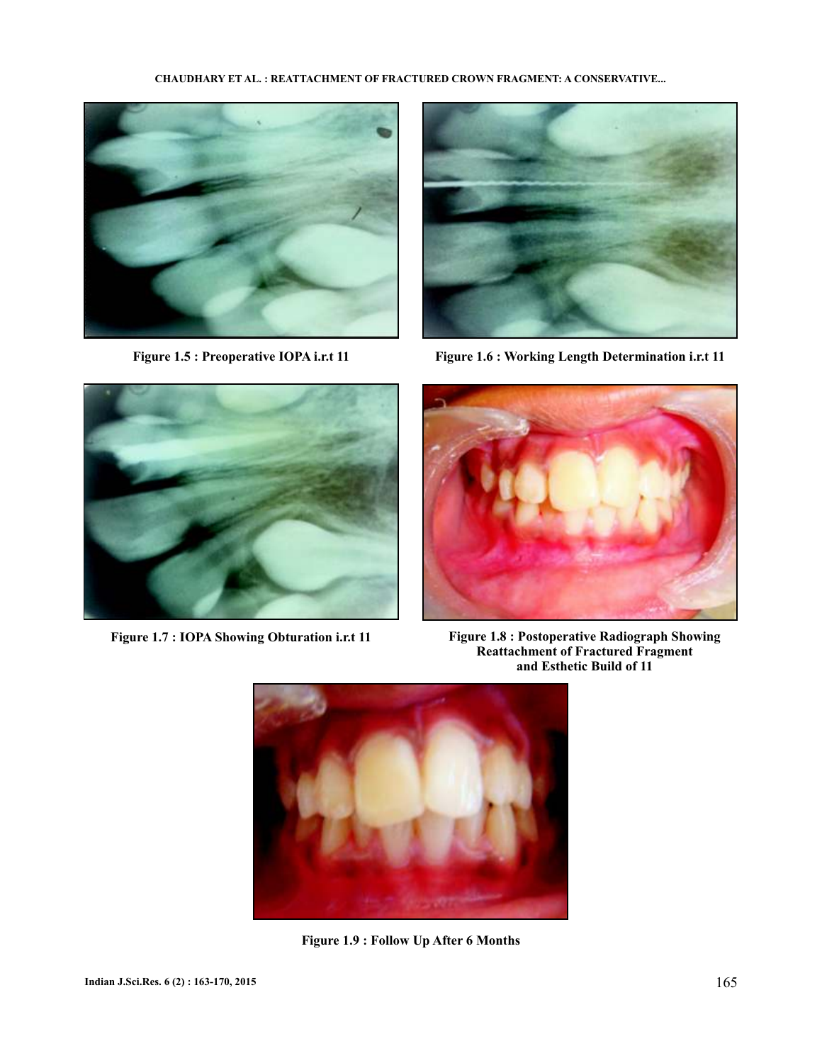Figure 1.5 : Preoperative IOPA i.r.t 11

Figure 1.6 : Working Length Determination i.r.t 11

Figure 1.7 : IOPA Showing Obturation i.r.t 11

Figure 1.8 : Postoperative Radiograph Showing Reattachment of Fractured Fragment and Esthetic Build of 11

Figure 1.9 : Follow Up After 6 Months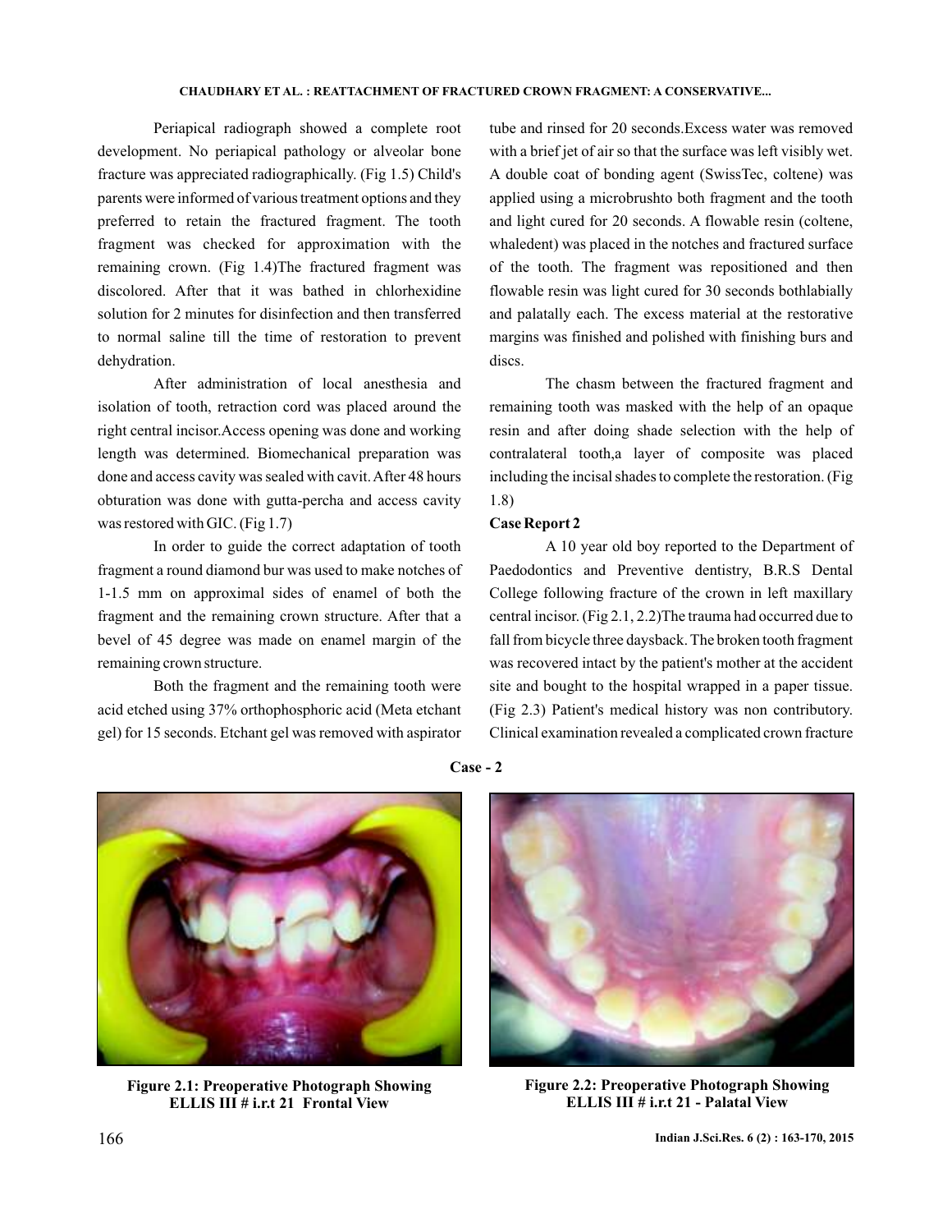Periapical radiograph showed a complete root development. No periapical pathology or alveolar bone fracture was appreciated radiographically. (Fig 1.5) Child's parents were informed of various treatment options and they preferred to retain the fractured fragment. The tooth fragment was checked for approximation with the remaining crown. (Fig 1.4)The fractured fragment was discolored. After that it was bathed in chlorhexidine solution for 2 minutes for disinfection and then transferred to normal saline till the time of restoration to prevent dehydration.

After administration of local anesthesia and isolation of tooth, retraction cord was placed around the right central incisor.Access opening was done and working length was determined. Biomechanical preparation was done and access cavity was sealed with cavit. After 48 hours obturation was done with gutta-percha and access cavity was restored with GIC. (Fig 1.7)

In order to guide the correct adaptation of tooth fragment a round diamond bur was used to make notches of 1-1.5 mm on approximal sides of enamel of both the fragment and the remaining crown structure. After that a bevel of 45 degree was made on enamel margin of the remaining crown structure.

Both the fragment and the remaining tooth were acid etched using 37% orthophosphoric acid (Meta etchant gel) for 15 seconds. Etchant gel was removed with aspirator tube and rinsed for 20 seconds.Excess water was removed with a brief jet of air so that the surface was left visibly wet. A double coat of bonding agent (SwissTec, coltene) was applied using a microbrushto both fragment and the tooth and light cured for 20 seconds. A flowable resin (coltene, whaledent) was placed in the notches and fractured surface of the tooth. The fragment was repositioned and then flowable resin was light cured for 30 seconds bothlabially and palatally each. The excess material at the restorative margins was finished and polished with finishing burs and discs.

The chasm between the fractured fragment and remaining tooth was masked with the help of an opaque resin and after doing shade selection with the help of contralateral tooth,a layer of composite was placed including the incisal shades to complete the restoration. (Fig 1.8)

**Case Report 2**

A 10 year old boy reported to the Department of Paedodontics and Preventive dentistry, B.R.S Dental College following fracture of the crown in left maxillary central incisor. (Fig 2.1, 2.2)The trauma had occurred due to fall from bicycle three daysback. The broken tooth fragment was recovered intact by the patient's mother at the accident site and bought to the hospital wrapped in a paper tissue. (Fig 2.3) Patient's medical history was non contributory. Clinical examination revealed a complicated crown fracture

**Case - 2**

**Figure 2.1: Preoperative Photograph Showing ELLIS III # i.r.t 21 Frontal View**

**Figure 2.2: Preoperative Photograph Showing ELLIS III # i.r.t 21 - Palatal View**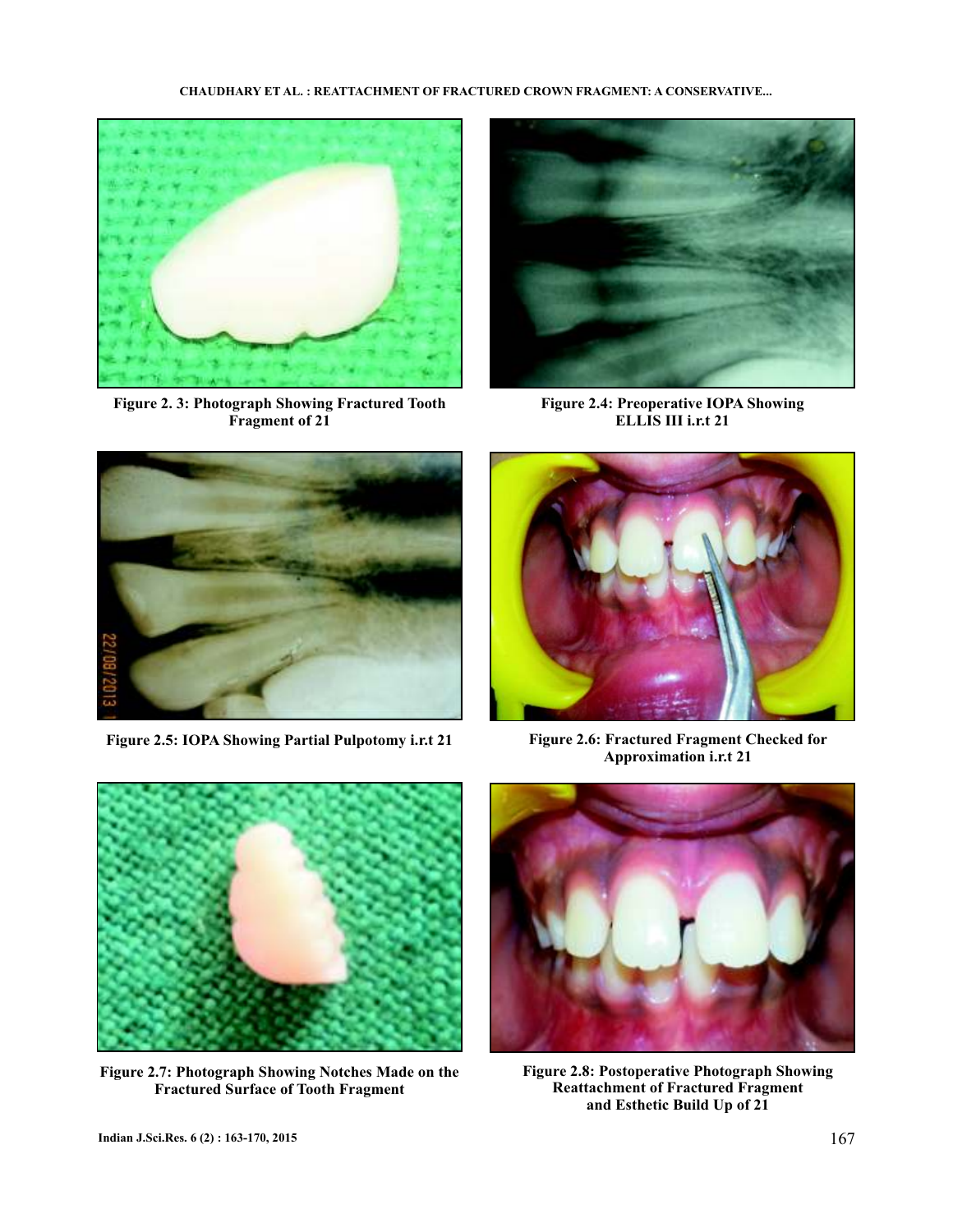Figure 2. 3: Photograph Showing Fractured Tooth Fragment of 21

Figure 2.4: Preoperative IOPA Showing ELLIS III i.r.t 21

Figure 2.5: IOPA Showing Partial Pulpotomy i.r.t 21

Figure 2.6: Fractured Fragment Checked for Approximation i.r.t 21

Figure 2.7: Photograph Showing Notches Made on the Fractured Surface of Tooth Fragment

Figure 2.8: Postoperative Photograph Showing Reattachment of Fractured Fragment and Esthetic Build Up of 21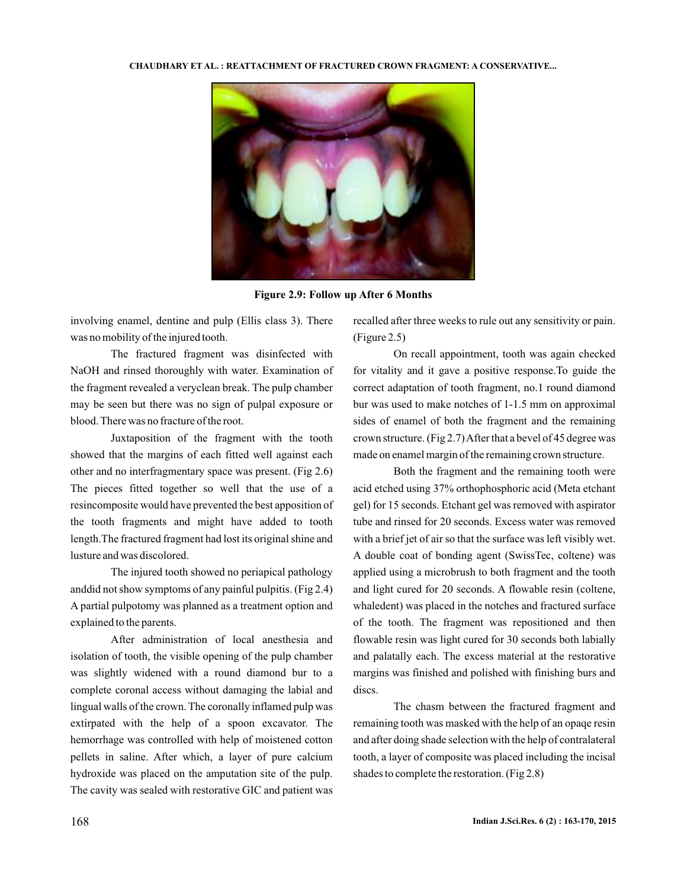Figure 2.9: Follow up After 6 Months

involving enamel, dentine and pulp (Ellis class 3). There was no mobility of the injured tooth.

The fractured fragment was disinfected with NaOH and rinsed thoroughly with water. Examination of the fragment revealed a veryclean break. The pulp chamber may be seen but there was no sign of pulpal exposure or blood. There was no fracture of the root.

Juxtaposition of the fragment with the tooth showed that the margins of each fitted well against each other and no interfragmentary space was present. (Fig 2.6) The pieces fitted together so well that the use of a resincomposite would have prevented the best apposition of the tooth fragments and might have added to tooth length.The fractured fragment had lost its original shine and lusture and was discolored.

The injured tooth showed no periapical pathology anddid not show symptoms of any painful pulpitis. (Fig 2.4) A partial pulpotomy was planned as a treatment option and explained to the parents.

After administration of local anesthesia and isolation of tooth, the visible opening of the pulp chamber was slightly widened with a round diamond bur to a complete coronal access without damaging the labial and lingual walls of the crown. The coronally inflamed pulp was extirpated with the help of a spoon excavator. The hemorrhage was controlled with help of moistened cotton pellets in saline. After which, a layer of pure calcium hydroxide was placed on the amputation site of the pulp. The cavity was sealed with restorative GIC and patient was recalled after three weeks to rule out any sensitivity or pain. (Figure 2.5)

On recall appointment, tooth was again checked for vitality and it gave a positive response.To guide the correct adaptation of tooth fragment, no.1 round diamond bur was used to make notches of 1-1.5 mm on approximal sides of enamel of both the fragment and the remaining crown structure. (Fig 2.7) After that a bevel of 45 degree was made on enamel margin of the remaining crown structure.

Both the fragment and the remaining tooth were acid etched using 37% orthophosphoric acid (Meta etchant gel) for 15 seconds. Etchant gel was removed with aspirator tube and rinsed for 20 seconds. Excess water was removed with a brief jet of air so that the surface was left visibly wet. A double coat of bonding agent (SwissTec, coltene) was applied using a microbrush to both fragment and the tooth and light cured for 20 seconds. A flowable resin (coltene, whaledent) was placed in the notches and fractured surface of the tooth. The fragment was repositioned and then flowable resin was light cured for 30 seconds both labially and palatally each. The excess material at the restorative margins was finished and polished with finishing burs and discs.

The chasm between the fractured fragment and remaining tooth was masked with the help of an opaqe resin and after doing shade selection with the help of contralateral tooth, a layer of composite was placed including the incisal shades to complete the restoration. (Fig 2.8)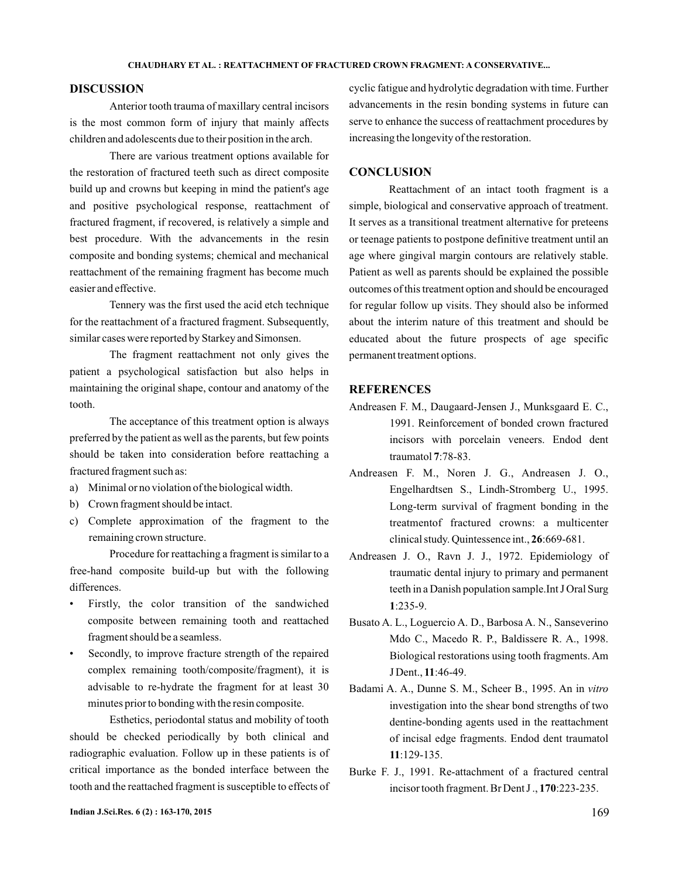## DISCUSSION

Anterior tooth trauma of maxillary central incisors is the most common form of injury that mainly affects children and adolescents due to their position in the arch.

There are various treatment options available for the restoration of fractured teeth such as direct composite build up and crowns but keeping in mind the patient's age and positive psychological response, reattachment of fractured fragment, if recovered, is relatively a simple and best procedure. With the advancements in the resin composite and bonding systems; chemical and mechanical reattachment of the remaining fragment has become much easier and effective.

Tennery was the first used the acid etch technique for the reattachment of a fractured fragment. Subsequently, similar cases were reported by Starkey and Simonsen.

The fragment reattachment not only gives the patient a psychological satisfaction but also helps in maintaining the original shape, contour and anatomy of the tooth.

The acceptance of this treatment option is always preferred by the patient as well as the parents, but few points should be taken into consideration before reattaching a fractured fragment such as:

a) Minimal or no violation of the biological width.
b) Crown fragment should be intact.
c) Complete approximation of the fragment to the remaining crown structure.

Procedure for reattaching a fragment is similar to a free-hand composite build-up but with the following differences.

- Firstly, the color transition of the sandwiched composite between remaining tooth and reattached fragment should be a seamless.
- Secondly, to improve fracture strength of the repaired complex remaining tooth/composite/fragment), it is advisable to re-hydrate the fragment for at least 30 minutes prior to bonding with the resin composite.

Esthetics, periodontal status and mobility of tooth should be checked periodically by both clinical and radiographic evaluation. Follow up in these patients is of critical importance as the bonded interface between the tooth and the reattached fragment is susceptible to effects of cyclic fatigue and hydrolytic degradation with time. Further advancements in the resin bonding systems in future can serve to enhance the success of reattachment procedures by increasing the longevity of the restoration.

## CONCLUSION

Reattachment of an intact tooth fragment is a simple, biological and conservative approach of treatment. It serves as a transitional treatment alternative for preteens or teenage patients to postpone definitive treatment until an age where gingival margin contours are relatively stable. Patient as well as parents should be explained the possible outcomes of this treatment option and should be encouraged for regular follow up visits. They should also be informed about the interim nature of this treatment and should be educated about the future prospects of age specific permanent treatment options.

## REFERENCES

Andreasen F. M., Daugaard-Jensen J., Munksgaard E. C., 1991. Reinforcement of bonded crown fractured incisors with porcelain veneers. Endod dent traumatol **7**:78-83.

Andreasen F. M., Noren J. G., Andreasen J. O., Engelhardtsen S., Lindh-Stromberg U., 1995. Long-term survival of fragment bonding in the treatmentof fractured crowns: a multicenter clinical study. Quintessence int., **26**:669-681.

Andreasen J. O., Ravn J. J., 1972. Epidemiology of traumatic dental injury to primary and permanent teeth in a Danish population sample.Int J Oral Surg **1**:235-9.

Busato A. L., Loguercio A. D., Barbosa A. N., Sanseverino Mdo C., Macedo R. P., Baldissere R. A., 1998. Biological restorations using tooth fragments. Am J Dent., **11**:46-49.

Badami A. A., Dunne S. M., Scheer B., 1995. An in *vitro* investigation into the shear bond strengths of two dentine-bonding agents used in the reattachment of incisal edge fragments. Endod dent traumatol **11**:129-135.

Burke F. J., 1991. Re-attachment of a fractured central incisor tooth fragment. Br Dent J ., **170**:223-235.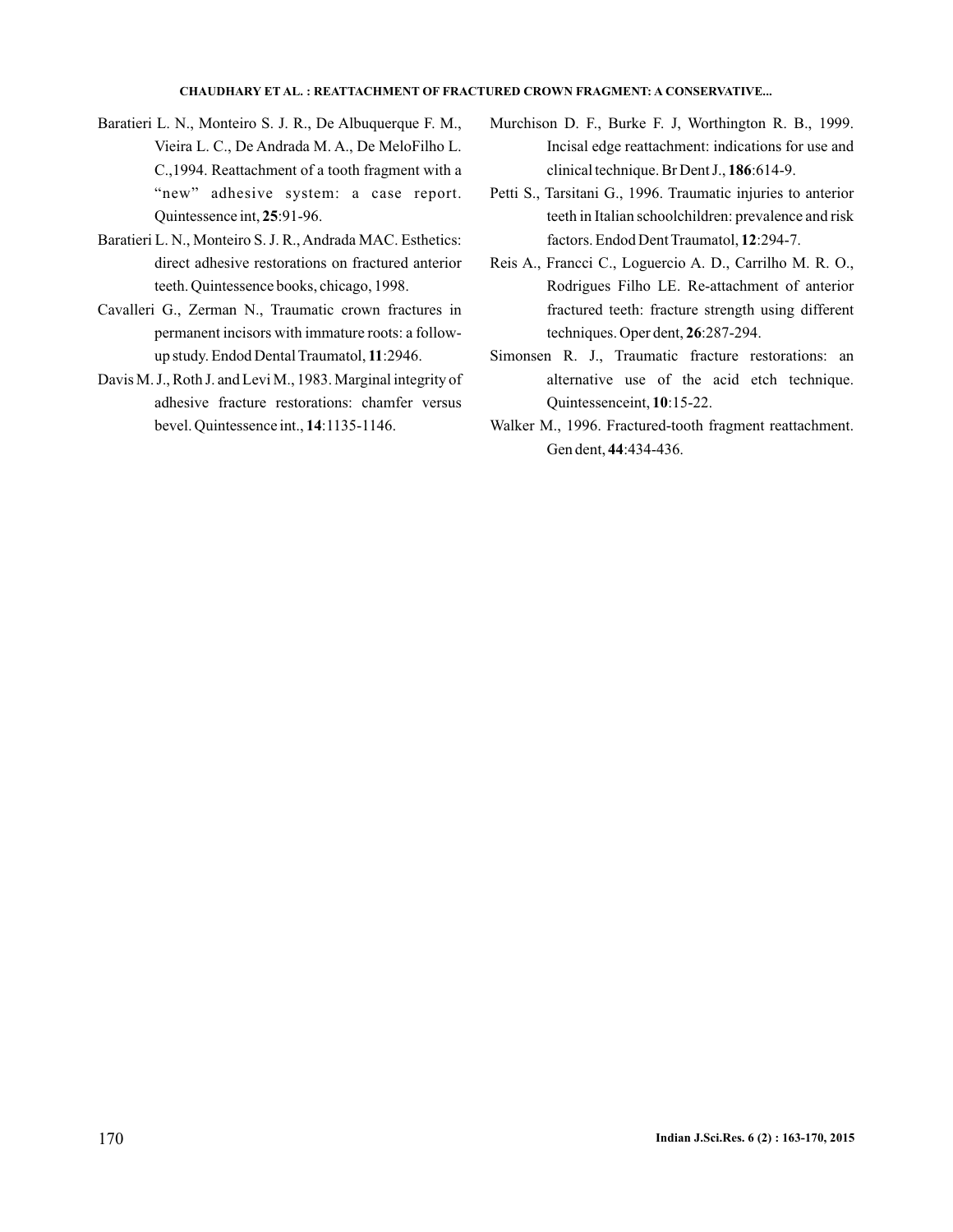Baratieri L. N., Monteiro S. J. R., De Albuquerque F. M., Vieira L. C., De Andrada M. A., De MeloFilho L. C.,1994. Reattachment of a tooth fragment with a "new" adhesive system: a case report. Quintessence int, **25**:91-96.

Baratieri L. N., Monteiro S. J. R., Andrada MAC. Esthetics: direct adhesive restorations on fractured anterior teeth. Quintessence books, chicago, 1998.

Cavalleri G., Zerman N., Traumatic crown fractures in permanent incisors with immature roots: a follow-up study. Endod Dental Traumatol, **11**:2946.

Davis M. J., Roth J. and Levi M., 1983. Marginal integrity of adhesive fracture restorations: chamfer versus bevel. Quintessence int., **14**:1135-1146.

Murchison D. F., Burke F. J, Worthington R. B., 1999. Incisal edge reattachment: indications for use and clinical technique. Br Dent J., **186**:614-9.

Petti S., Tarsitani G., 1996. Traumatic injuries to anterior teeth in Italian schoolchildren: prevalence and risk factors. Endod Dent Traumatol, **12**:294-7.

Reis A., Francci C., Loguercio A. D., Carrilho M. R. O., Rodrigues Filho LE. Re-attachment of anterior fractured teeth: fracture strength using different techniques. Oper dent, **26**:287-294.

Simonsen R. J., Traumatic fracture restorations: an alternative use of the acid etch technique. Quintessenceint, **10**:15-22.

Walker M., 1996. Fractured-tooth fragment reattachment. Gen dent, **44**:434-436.